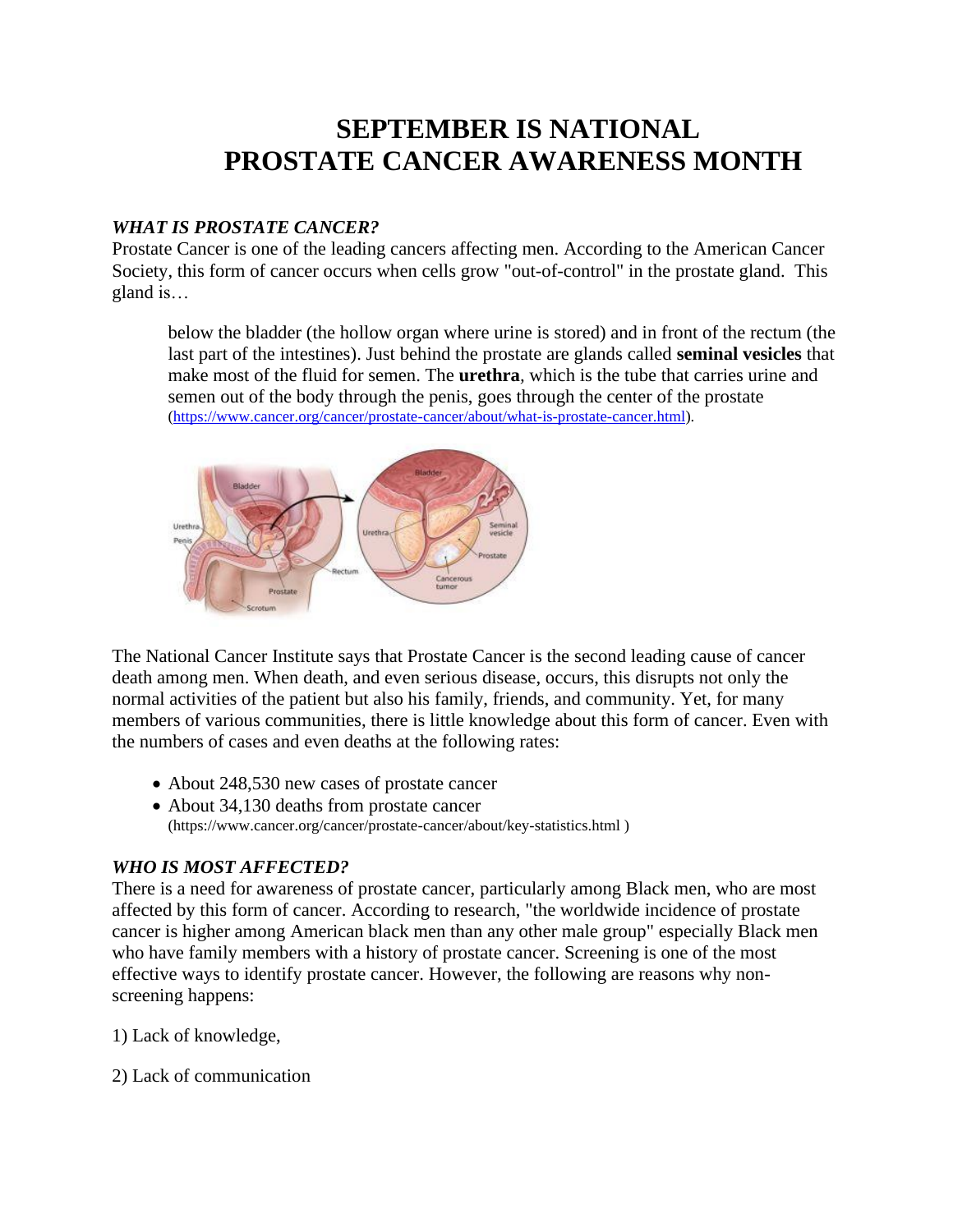# SEPTEMBER IS NATIONAL PROSTATE CANCER AWARENESS MONTH

### *WHAT IS PROSTATE CANCER?*

Prostate Cancer is one of the leading cancers affecting men. According to the American Cancer Society, this form of cancer occurs when cells grow "out-of-control" in the prostate gland. This gland is…

> below the bladder (the hollow organ where urine is stored) and in front of the rectum (the last part of the intestines). Just behind the prostate are glands called **seminal vesicles** that make most of the fluid for semen. The **urethra**, which is the tube that carries urine and semen out of the body through the penis, goes through the center of the prostate (https://www.cancer.org/cancer/prostate-cancer/about/what-is-prostate-cancer.html).

Bladder
Urethra
Penis
Rectum
Prostate
Scrotum
Bladder
Urethra
Seminal vesicle
Prostate
Cancerous tumor

The National Cancer Institute says that Prostate Cancer is the second leading cause of cancer death among men. When death, and even serious disease, occurs, this disrupts not only the normal activities of the patient but also his family, friends, and community. Yet, for many members of various communities, there is little knowledge about this form of cancer. Even with the numbers of cases and even deaths at the following rates:

- About 248,530 new cases of prostate cancer
- About 34,130 deaths from prostate cancer (https://www.cancer.org/cancer/prostate-cancer/about/key-statistics.html )

### *WHO IS MOST AFFECTED?*

There is a need for awareness of prostate cancer, particularly among Black men, who are most affected by this form of cancer. According to research, "the worldwide incidence of prostate cancer is higher among American black men than any other male group" especially Black men who have family members with a history of prostate cancer. Screening is one of the most effective ways to identify prostate cancer. However, the following are reasons why non-screening happens:

1) Lack of knowledge,

2) Lack of communication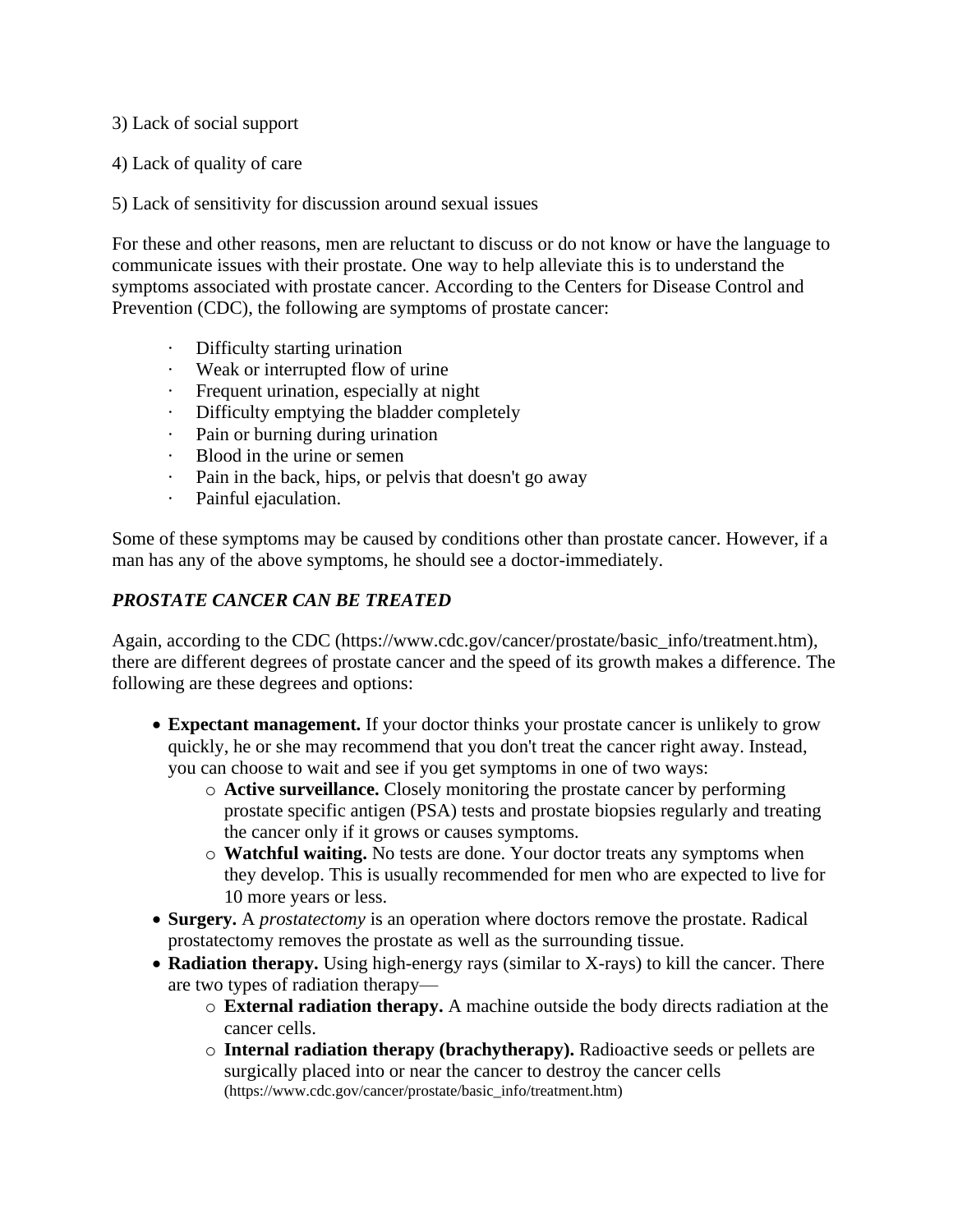3) Lack of social support

4) Lack of quality of care

5) Lack of sensitivity for discussion around sexual issues

For these and other reasons, men are reluctant to discuss or do not know or have the language to communicate issues with their prostate. One way to help alleviate this is to understand the symptoms associated with prostate cancer. According to the Centers for Disease Control and Prevention (CDC), the following are symptoms of prostate cancer:

- Difficulty starting urination
- Weak or interrupted flow of urine
- Frequent urination, especially at night
- Difficulty emptying the bladder completely
- Pain or burning during urination
- Blood in the urine or semen
- Pain in the back, hips, or pelvis that doesn't go away
- Painful ejaculation.

Some of these symptoms may be caused by conditions other than prostate cancer. However, if a man has any of the above symptoms, he should see a doctor-immediately.

***PROSTATE CANCER CAN BE TREATED***

Again, according to the CDC (https://www.cdc.gov/cancer/prostate/basic_info/treatment.htm), there are different degrees of prostate cancer and the speed of its growth makes a difference. The following are these degrees and options:

- **Expectant management.** If your doctor thinks your prostate cancer is unlikely to grow quickly, he or she may recommend that you don't treat the cancer right away. Instead, you can choose to wait and see if you get symptoms in one of two ways:
  - **Active surveillance.** Closely monitoring the prostate cancer by performing prostate specific antigen (PSA) tests and prostate biopsies regularly and treating the cancer only if it grows or causes symptoms.
  - **Watchful waiting.** No tests are done. Your doctor treats any symptoms when they develop. This is usually recommended for men who are expected to live for 10 more years or less.
- **Surgery.** A *prostatectomy* is an operation where doctors remove the prostate. Radical prostatectomy removes the prostate as well as the surrounding tissue.
- **Radiation therapy.** Using high-energy rays (similar to X-rays) to kill the cancer. There are two types of radiation therapy—
  - **External radiation therapy.** A machine outside the body directs radiation at the cancer cells.
  - **Internal radiation therapy (brachytherapy).** Radioactive seeds or pellets are surgically placed into or near the cancer to destroy the cancer cells (https://www.cdc.gov/cancer/prostate/basic_info/treatment.htm)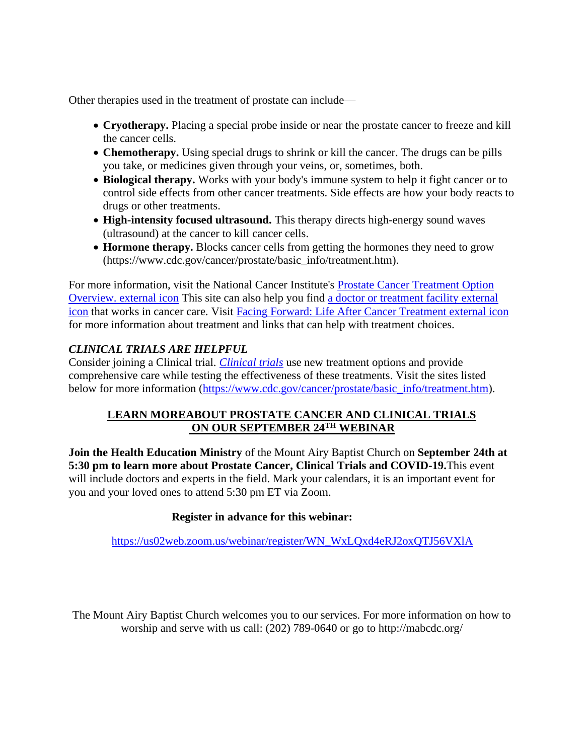Other therapies used in the treatment of prostate can include—

- **Cryotherapy.** Placing a special probe inside or near the prostate cancer to freeze and kill the cancer cells.
- **Chemotherapy.** Using special drugs to shrink or kill the cancer. The drugs can be pills you take, or medicines given through your veins, or, sometimes, both.
- **Biological therapy.** Works with your body's immune system to help it fight cancer or to control side effects from other cancer treatments. Side effects are how your body reacts to drugs or other treatments.
- **High-intensity focused ultrasound.** This therapy directs high-energy sound waves (ultrasound) at the cancer to kill cancer cells.
- **Hormone therapy.** Blocks cancer cells from getting the hormones they need to grow (https://www.cdc.gov/cancer/prostate/basic_info/treatment.htm).

For more information, visit the National Cancer Institute's Prostate Cancer Treatment Option Overview. external icon This site can also help you find a doctor or treatment facility external icon that works in cancer care. Visit Facing Forward: Life After Cancer Treatment external icon for more information about treatment and links that can help with treatment choices.

***CLINICAL TRIALS ARE HELPFUL***

Consider joining a Clinical trial. *Clinical trials* use new treatment options and provide comprehensive care while testing the effectiveness of these treatments. Visit the sites listed below for more information (https://www.cdc.gov/cancer/prostate/basic_info/treatment.htm).

**LEARN MOREABOUT PROSTATE CANCER AND CLINICAL TRIALS ON OUR SEPTEMBER 24TH WEBINAR**

**Join the Health Education Ministry** of the Mount Airy Baptist Church on **September 24th at 5:30 pm to learn more about Prostate Cancer, Clinical Trials and COVID-19.**This event will include doctors and experts in the field. Mark your calendars, it is an important event for you and your loved ones to attend 5:30 pm ET via Zoom.

**Register in advance for this webinar:**

https://us02web.zoom.us/webinar/register/WN_WxLQxd4eRJ2oxQTJ56VXlA

The Mount Airy Baptist Church welcomes you to our services. For more information on how to worship and serve with us call: (202) 789-0640 or go to http://mabcdc.org/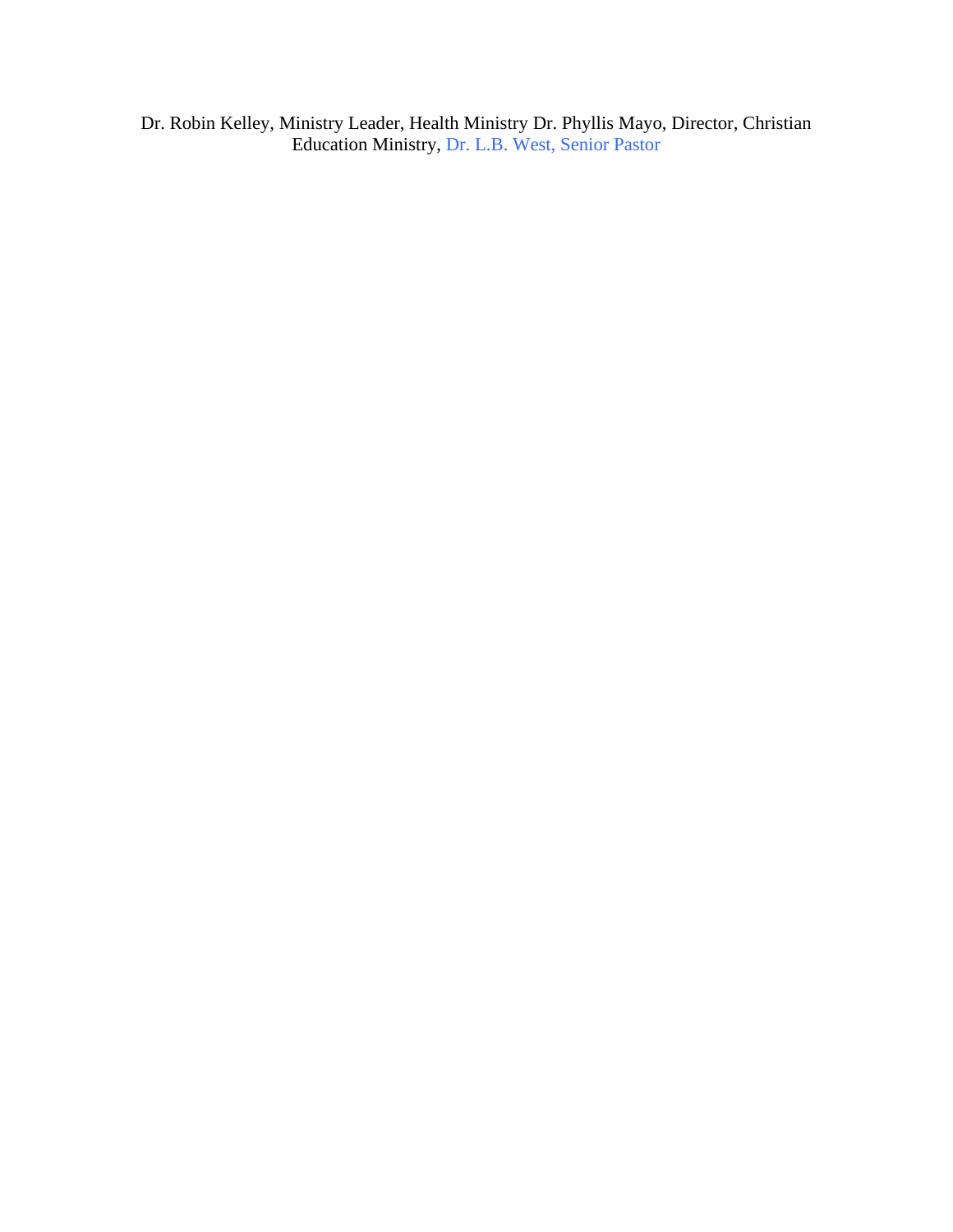Dr. Robin Kelley, Ministry Leader, Health Ministry Dr. Phyllis Mayo, Director, Christian Education Ministry, Dr. L.B. West, Senior Pastor